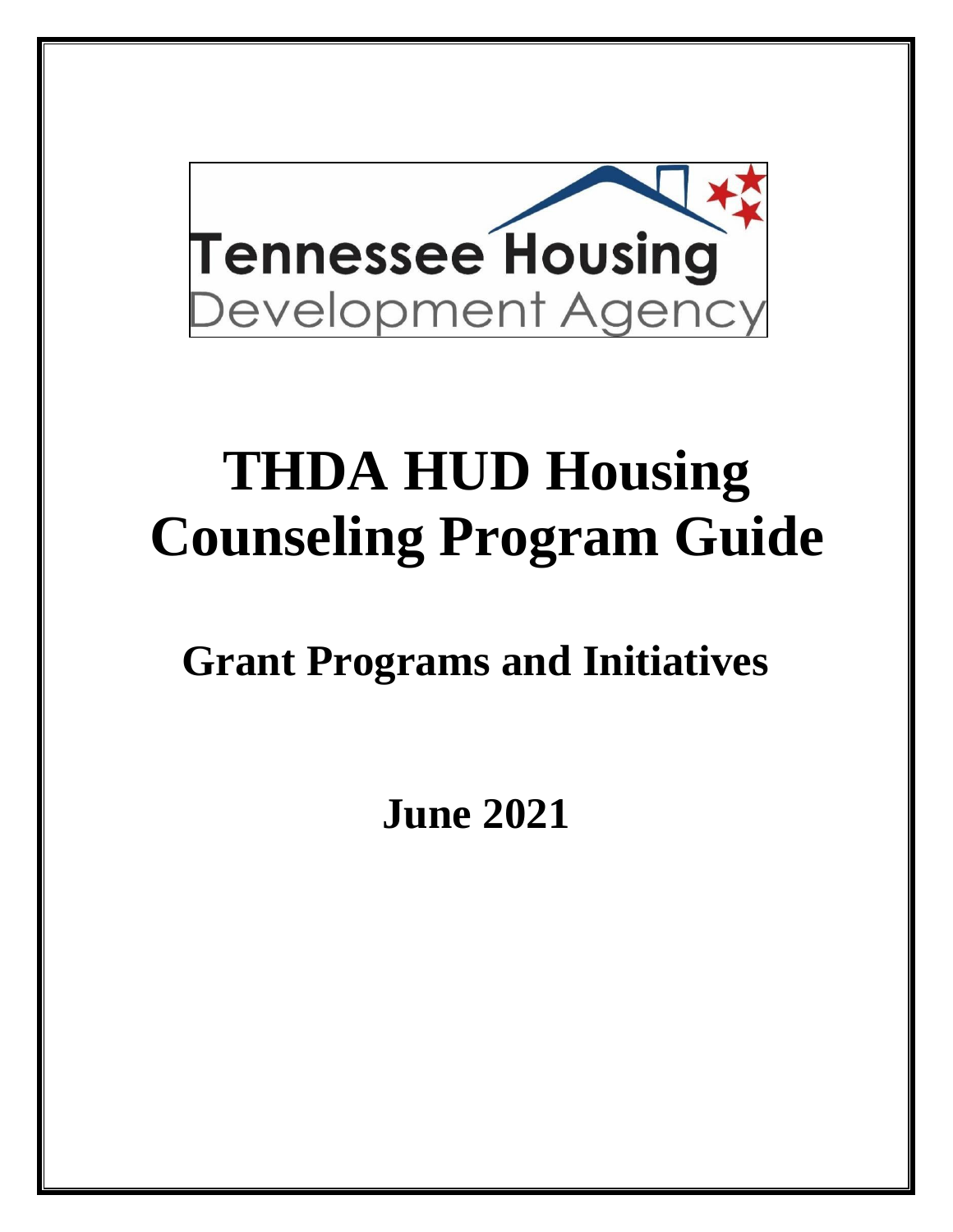Tennessee Housing
Development Agency

# THDA HUD Housing Counseling Program Guide

## Grant Programs and Initiatives

### June 2021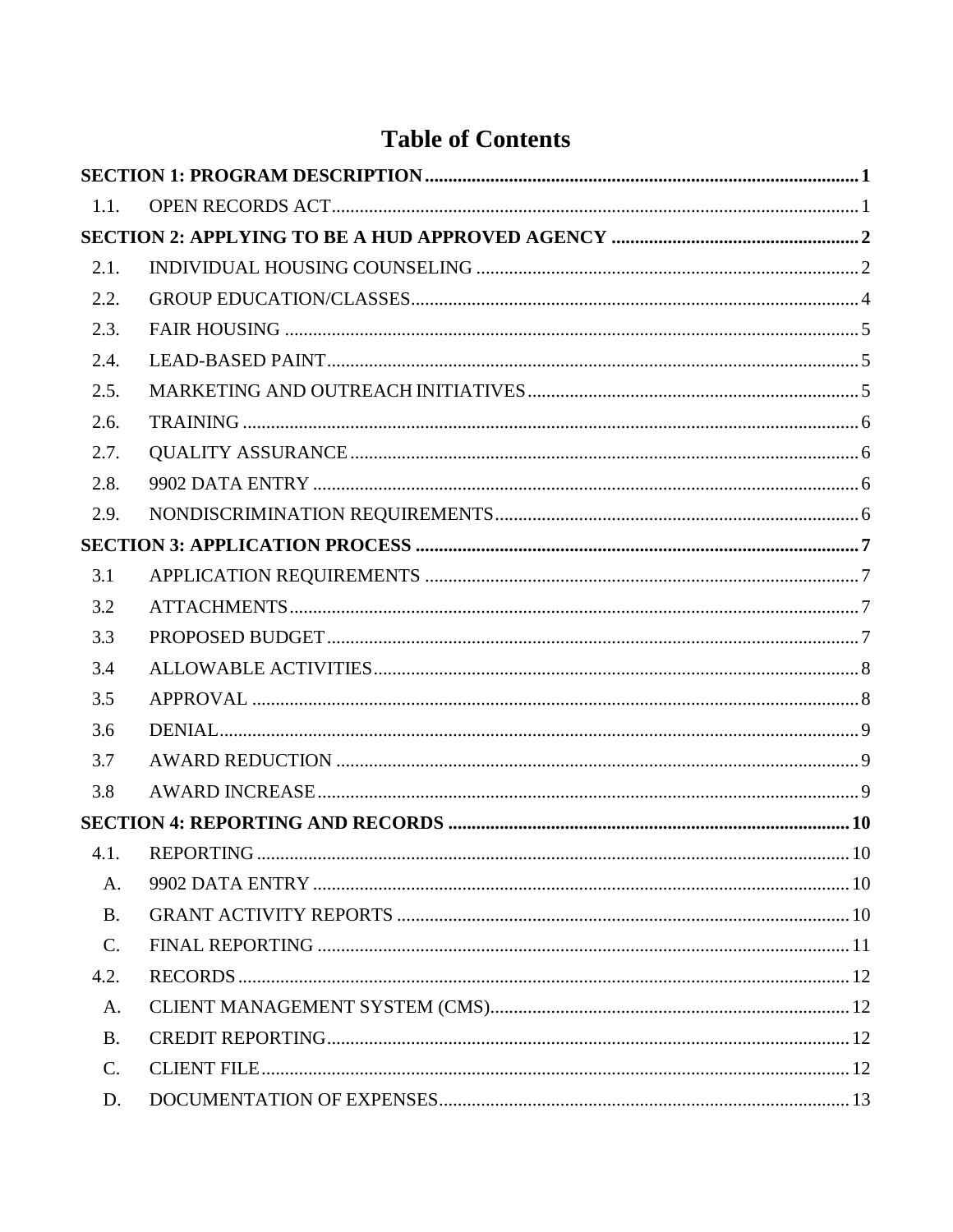# Table of Contents

| | | |
|---|---|---|
| **SECTION 1: PROGRAM DESCRIPTION** | | **1** |
| 1.1. | OPEN RECORDS ACT | 1 |
| **SECTION 2: APPLYING TO BE A HUD APPROVED AGENCY** | | **2** |
| 2.1. | INDIVIDUAL HOUSING COUNSELING | 2 |
| 2.2. | GROUP EDUCATION/CLASSES | 4 |
| 2.3. | FAIR HOUSING | 5 |
| 2.4. | LEAD-BASED PAINT | 5 |
| 2.5. | MARKETING AND OUTREACH INITIATIVES | 5 |
| 2.6. | TRAINING | 6 |
| 2.7. | QUALITY ASSURANCE | 6 |
| 2.8. | 9902 DATA ENTRY | 6 |
| 2.9. | NONDISCRIMINATION REQUIREMENTS | 6 |
| **SECTION 3: APPLICATION PROCESS** | | **7** |
| 3.1 | APPLICATION REQUIREMENTS | 7 |
| 3.2 | ATTACHMENTS | 7 |
| 3.3 | PROPOSED BUDGET | 7 |
| 3.4 | ALLOWABLE ACTIVITIES | 8 |
| 3.5 | APPROVAL | 8 |
| 3.6 | DENIAL | 9 |
| 3.7 | AWARD REDUCTION | 9 |
| 3.8 | AWARD INCREASE | 9 |
| **SECTION 4: REPORTING AND RECORDS** | | **10** |
| 4.1. | REPORTING | 10 |
| A. | 9902 DATA ENTRY | 10 |
| B. | GRANT ACTIVITY REPORTS | 10 |
| C. | FINAL REPORTING | 11 |
| 4.2. | RECORDS | 12 |
| A. | CLIENT MANAGEMENT SYSTEM (CMS) | 12 |
| B. | CREDIT REPORTING | 12 |
| C. | CLIENT FILE | 12 |
| D. | DOCUMENTATION OF EXPENSES | 13 |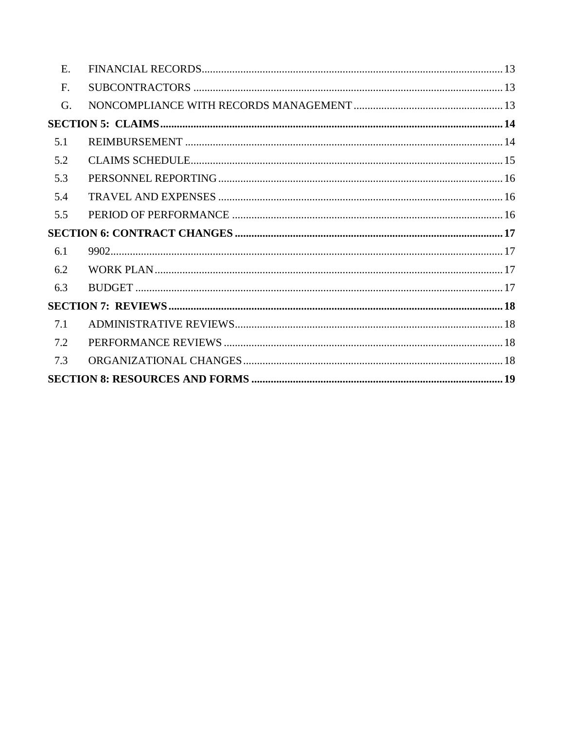| | | |
|---|---|---|
| E. | FINANCIAL RECORDS | 13 |
| F. | SUBCONTRACTORS | 13 |
| G. | NONCOMPLIANCE WITH RECORDS MANAGEMENT | 13 |
| **SECTION 5: CLAIMS** | | **14** |
| 5.1 | REIMBURSEMENT | 14 |
| 5.2 | CLAIMS SCHEDULE | 15 |
| 5.3 | PERSONNEL REPORTING | 16 |
| 5.4 | TRAVEL AND EXPENSES | 16 |
| 5.5 | PERIOD OF PERFORMANCE | 16 |
| **SECTION 6: CONTRACT CHANGES** | | **17** |
| 6.1 | 9902 | 17 |
| 6.2 | WORK PLAN | 17 |
| 6.3 | BUDGET | 17 |
| **SECTION 7: REVIEWS** | | **18** |
| 7.1 | ADMINISTRATIVE REVIEWS | 18 |
| 7.2 | PERFORMANCE REVIEWS | 18 |
| 7.3 | ORGANIZATIONAL CHANGES | 18 |
| **SECTION 8: RESOURCES AND FORMS** | | **19** |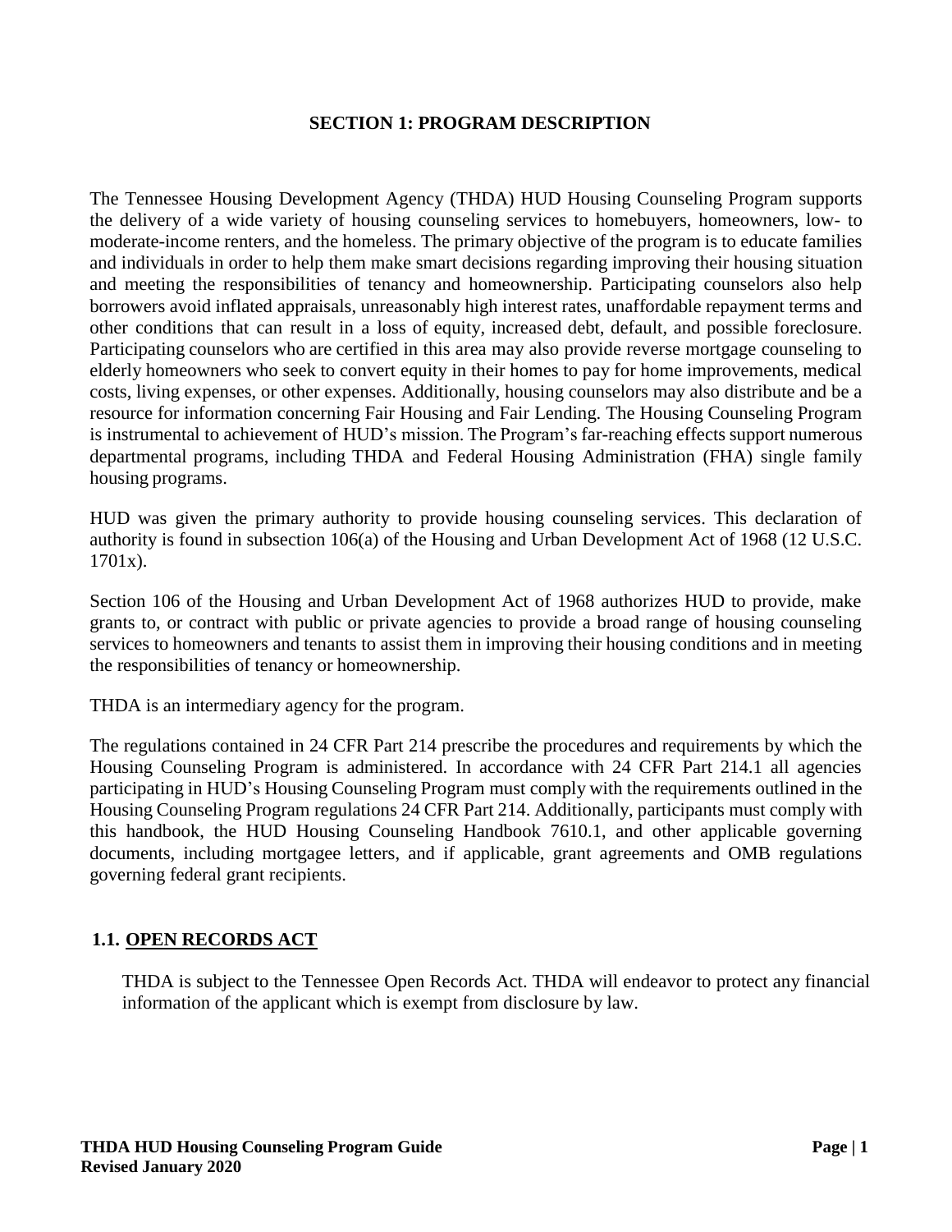# SECTION 1: PROGRAM DESCRIPTION

The Tennessee Housing Development Agency (THDA) HUD Housing Counseling Program supports the delivery of a wide variety of housing counseling services to homebuyers, homeowners, low- to moderate-income renters, and the homeless. The primary objective of the program is to educate families and individuals in order to help them make smart decisions regarding improving their housing situation and meeting the responsibilities of tenancy and homeownership. Participating counselors also help borrowers avoid inflated appraisals, unreasonably high interest rates, unaffordable repayment terms and other conditions that can result in a loss of equity, increased debt, default, and possible foreclosure. Participating counselors who are certified in this area may also provide reverse mortgage counseling to elderly homeowners who seek to convert equity in their homes to pay for home improvements, medical costs, living expenses, or other expenses. Additionally, housing counselors may also distribute and be a resource for information concerning Fair Housing and Fair Lending. The Housing Counseling Program is instrumental to achievement of HUD's mission. The Program's far-reaching effects support numerous departmental programs, including THDA and Federal Housing Administration (FHA) single family housing programs.

HUD was given the primary authority to provide housing counseling services. This declaration of authority is found in subsection 106(a) of the Housing and Urban Development Act of 1968 (12 U.S.C. 1701x).

Section 106 of the Housing and Urban Development Act of 1968 authorizes HUD to provide, make grants to, or contract with public or private agencies to provide a broad range of housing counseling services to homeowners and tenants to assist them in improving their housing conditions and in meeting the responsibilities of tenancy or homeownership.

THDA is an intermediary agency for the program.

The regulations contained in 24 CFR Part 214 prescribe the procedures and requirements by which the Housing Counseling Program is administered. In accordance with 24 CFR Part 214.1 all agencies participating in HUD's Housing Counseling Program must comply with the requirements outlined in the Housing Counseling Program regulations 24 CFR Part 214. Additionally, participants must comply with this handbook, the HUD Housing Counseling Handbook 7610.1, and other applicable governing documents, including mortgagee letters, and if applicable, grant agreements and OMB regulations governing federal grant recipients.

## 1.1. OPEN RECORDS ACT

THDA is subject to the Tennessee Open Records Act. THDA will endeavor to protect any financial information of the applicant which is exempt from disclosure by law.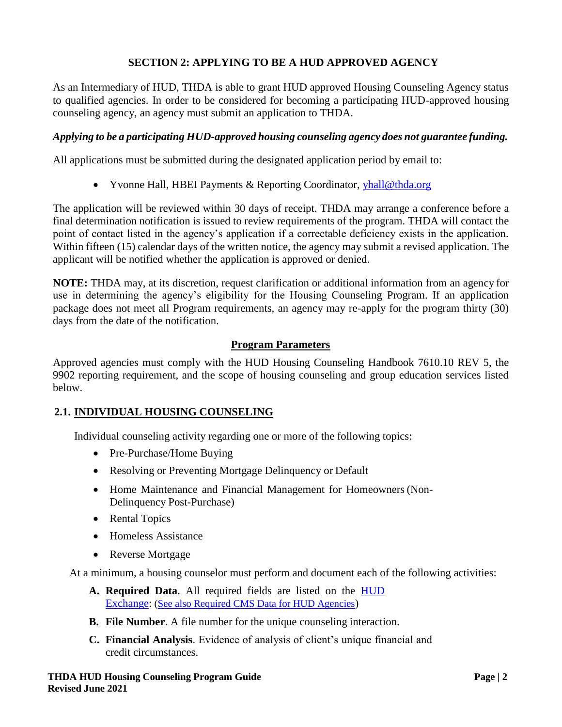## SECTION 2: APPLYING TO BE A HUD APPROVED AGENCY

As an Intermediary of HUD, THDA is able to grant HUD approved Housing Counseling Agency status to qualified agencies. In order to be considered for becoming a participating HUD-approved housing counseling agency, an agency must submit an application to THDA.

***Applying to be a participating HUD-approved housing counseling agency does not guarantee funding.***

All applications must be submitted during the designated application period by email to:

- Yvonne Hall, HBEI Payments & Reporting Coordinator, [yhall@thda.org](mailto:yhall@thda.org)

The application will be reviewed within 30 days of receipt. THDA may arrange a conference before a final determination notification is issued to review requirements of the program. THDA will contact the point of contact listed in the agency's application if a correctable deficiency exists in the application. Within fifteen (15) calendar days of the written notice, the agency may submit a revised application. The applicant will be notified whether the application is approved or denied.

**NOTE:** THDA may, at its discretion, request clarification or additional information from an agency for use in determining the agency's eligibility for the Housing Counseling Program. If an application package does not meet all Program requirements, an agency may re-apply for the program thirty (30) days from the date of the notification.

### Program Parameters

Approved agencies must comply with the HUD Housing Counseling Handbook 7610.10 REV 5, the 9902 reporting requirement, and the scope of housing counseling and group education services listed below.

### 2.1. INDIVIDUAL HOUSING COUNSELING

Individual counseling activity regarding one or more of the following topics:

- Pre-Purchase/Home Buying
- Resolving or Preventing Mortgage Delinquency or Default
- Home Maintenance and Financial Management for Homeowners (Non-Delinquency Post-Purchase)
- Rental Topics
- Homeless Assistance
- Reverse Mortgage

At a minimum, a housing counselor must perform and document each of the following activities:

- **A. Required Data**. All required fields are listed on the HUD Exchange: (See also Required CMS Data for HUD Agencies)
- **B. File Number**. A file number for the unique counseling interaction.
- **C. Financial Analysis**. Evidence of analysis of client's unique financial and credit circumstances.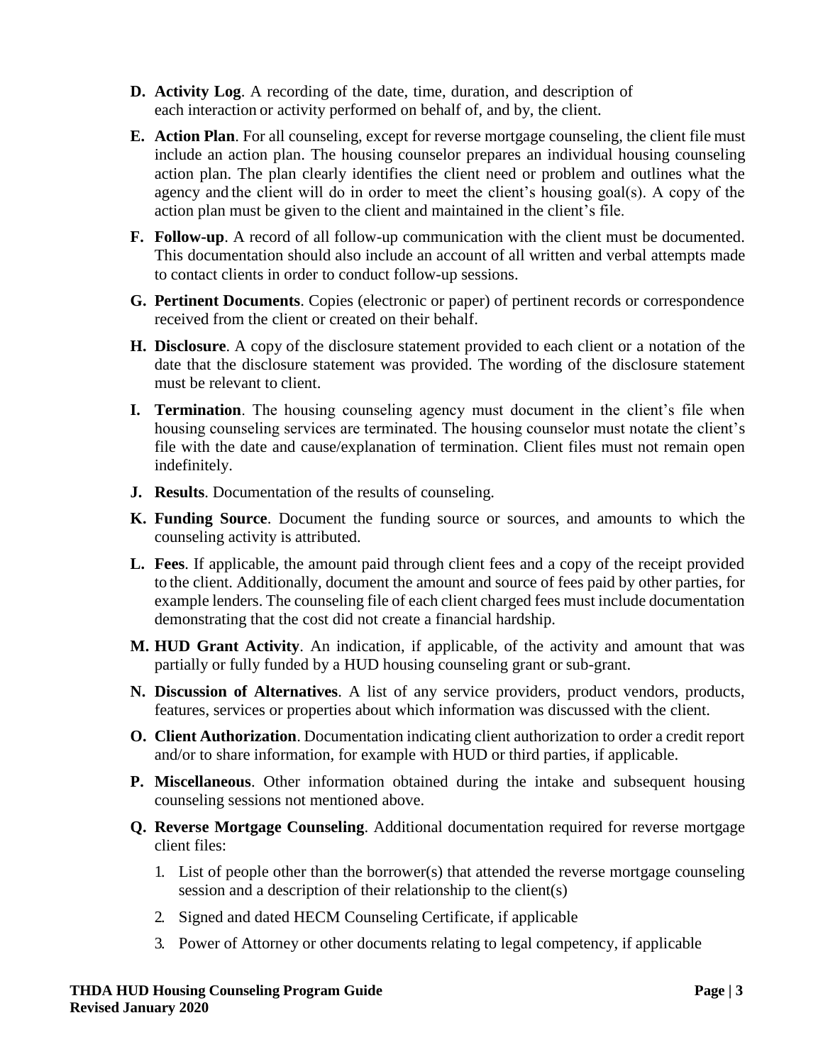D. **Activity Log**. A recording of the date, time, duration, and description of each interaction or activity performed on behalf of, and by, the client.

E. **Action Plan**. For all counseling, except for reverse mortgage counseling, the client file must include an action plan. The housing counselor prepares an individual housing counseling action plan. The plan clearly identifies the client need or problem and outlines what the agency and the client will do in order to meet the client's housing goal(s). A copy of the action plan must be given to the client and maintained in the client's file.

F. **Follow-up**. A record of all follow-up communication with the client must be documented. This documentation should also include an account of all written and verbal attempts made to contact clients in order to conduct follow-up sessions.

G. **Pertinent Documents**. Copies (electronic or paper) of pertinent records or correspondence received from the client or created on their behalf.

H. **Disclosure**. A copy of the disclosure statement provided to each client or a notation of the date that the disclosure statement was provided. The wording of the disclosure statement must be relevant to client.

I. **Termination**. The housing counseling agency must document in the client's file when housing counseling services are terminated. The housing counselor must notate the client's file with the date and cause/explanation of termination. Client files must not remain open indefinitely.

J. **Results**. Documentation of the results of counseling.

K. **Funding Source**. Document the funding source or sources, and amounts to which the counseling activity is attributed.

L. **Fees**. If applicable, the amount paid through client fees and a copy of the receipt provided to the client. Additionally, document the amount and source of fees paid by other parties, for example lenders. The counseling file of each client charged fees must include documentation demonstrating that the cost did not create a financial hardship.

M. **HUD Grant Activity**. An indication, if applicable, of the activity and amount that was partially or fully funded by a HUD housing counseling grant or sub-grant.

N. **Discussion of Alternatives**. A list of any service providers, product vendors, products, features, services or properties about which information was discussed with the client.

O. **Client Authorization**. Documentation indicating client authorization to order a credit report and/or to share information, for example with HUD or third parties, if applicable.

P. **Miscellaneous**. Other information obtained during the intake and subsequent housing counseling sessions not mentioned above.

Q. **Reverse Mortgage Counseling**. Additional documentation required for reverse mortgage client files:

1. List of people other than the borrower(s) that attended the reverse mortgage counseling session and a description of their relationship to the client(s)
2. Signed and dated HECM Counseling Certificate, if applicable
3. Power of Attorney or other documents relating to legal competency, if applicable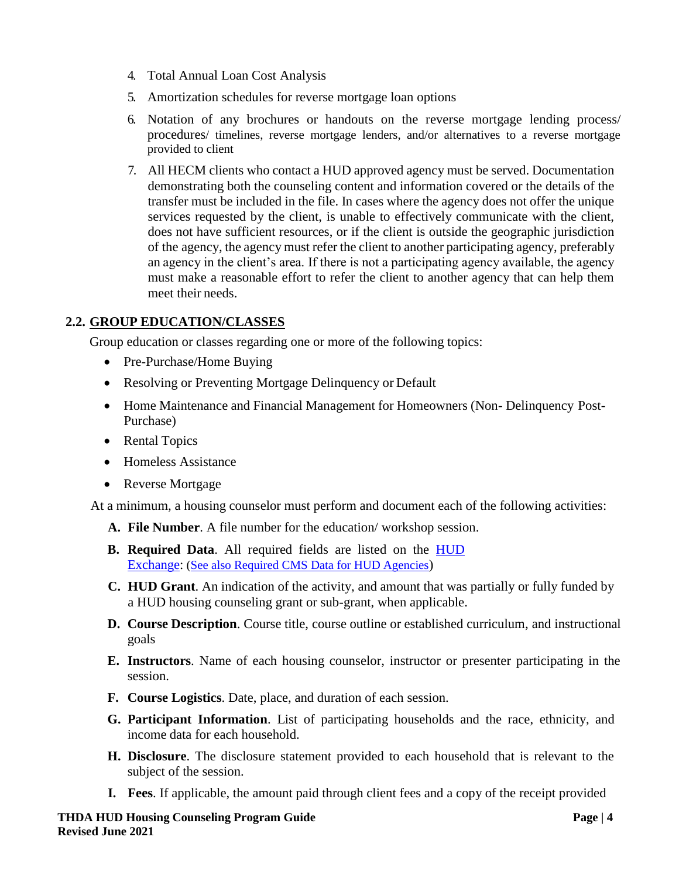4. Total Annual Loan Cost Analysis
5. Amortization schedules for reverse mortgage loan options
6. Notation of any brochures or handouts on the reverse mortgage lending process/ procedures/ timelines, reverse mortgage lenders, and/or alternatives to a reverse mortgage provided to client
7. All HECM clients who contact a HUD approved agency must be served. Documentation demonstrating both the counseling content and information covered or the details of the transfer must be included in the file. In cases where the agency does not offer the unique services requested by the client, is unable to effectively communicate with the client, does not have sufficient resources, or if the client is outside the geographic jurisdiction of the agency, the agency must refer the client to another participating agency, preferably an agency in the client's area. If there is not a participating agency available, the agency must make a reasonable effort to refer the client to another agency that can help them meet their needs.

## 2.2. GROUP EDUCATION/CLASSES

Group education or classes regarding one or more of the following topics:

- Pre-Purchase/Home Buying
- Resolving or Preventing Mortgage Delinquency or Default
- Home Maintenance and Financial Management for Homeowners (Non- Delinquency Post-Purchase)
- Rental Topics
- Homeless Assistance
- Reverse Mortgage

At a minimum, a housing counselor must perform and document each of the following activities:

**A. File Number**. A file number for the education/ workshop session.

**B. Required Data**. All required fields are listed on the HUD Exchange: (See also Required CMS Data for HUD Agencies)

**C. HUD Grant**. An indication of the activity, and amount that was partially or fully funded by a HUD housing counseling grant or sub-grant, when applicable.

**D. Course Description**. Course title, course outline or established curriculum, and instructional goals

**E. Instructors**. Name of each housing counselor, instructor or presenter participating in the session.

**F. Course Logistics**. Date, place, and duration of each session.

**G. Participant Information**. List of participating households and the race, ethnicity, and income data for each household.

**H. Disclosure**. The disclosure statement provided to each household that is relevant to the subject of the session.

**I. Fees**. If applicable, the amount paid through client fees and a copy of the receipt provided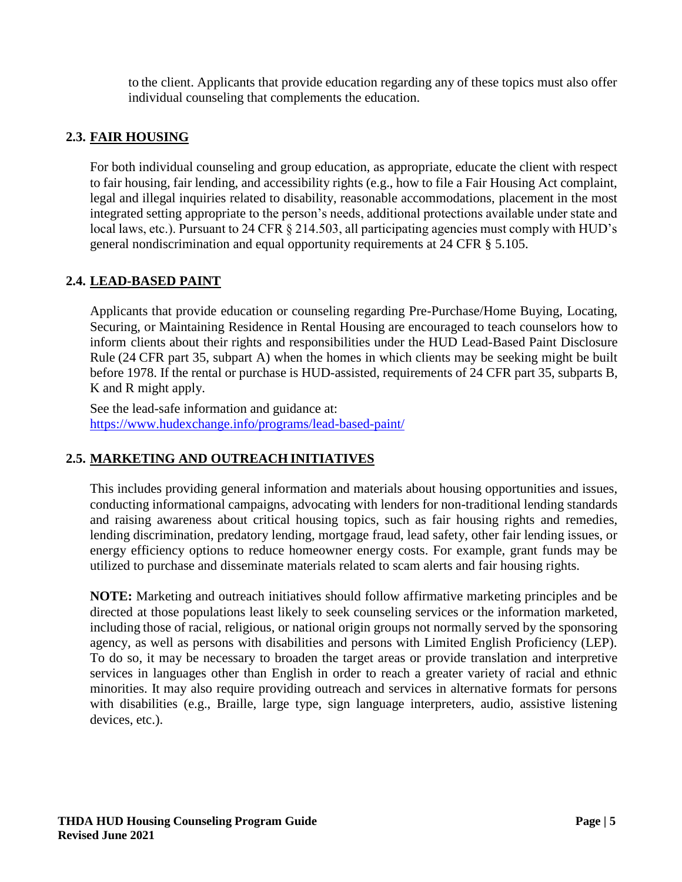to the client. Applicants that provide education regarding any of these topics must also offer individual counseling that complements the education.

## 2.3. FAIR HOUSING

For both individual counseling and group education, as appropriate, educate the client with respect to fair housing, fair lending, and accessibility rights (e.g., how to file a Fair Housing Act complaint, legal and illegal inquiries related to disability, reasonable accommodations, placement in the most integrated setting appropriate to the person's needs, additional protections available under state and local laws, etc.). Pursuant to 24 CFR § 214.503, all participating agencies must comply with HUD's general nondiscrimination and equal opportunity requirements at 24 CFR § 5.105.

## 2.4. LEAD-BASED PAINT

Applicants that provide education or counseling regarding Pre-Purchase/Home Buying, Locating, Securing, or Maintaining Residence in Rental Housing are encouraged to teach counselors how to inform clients about their rights and responsibilities under the HUD Lead-Based Paint Disclosure Rule (24 CFR part 35, subpart A) when the homes in which clients may be seeking might be built before 1978. If the rental or purchase is HUD-assisted, requirements of 24 CFR part 35, subparts B, K and R might apply.

See the lead-safe information and guidance at: https://www.hudexchange.info/programs/lead-based-paint/

## 2.5. MARKETING AND OUTREACH INITIATIVES

This includes providing general information and materials about housing opportunities and issues, conducting informational campaigns, advocating with lenders for non-traditional lending standards and raising awareness about critical housing topics, such as fair housing rights and remedies, lending discrimination, predatory lending, mortgage fraud, lead safety, other fair lending issues, or energy efficiency options to reduce homeowner energy costs. For example, grant funds may be utilized to purchase and disseminate materials related to scam alerts and fair housing rights.

**NOTE:** Marketing and outreach initiatives should follow affirmative marketing principles and be directed at those populations least likely to seek counseling services or the information marketed, including those of racial, religious, or national origin groups not normally served by the sponsoring agency, as well as persons with disabilities and persons with Limited English Proficiency (LEP). To do so, it may be necessary to broaden the target areas or provide translation and interpretive services in languages other than English in order to reach a greater variety of racial and ethnic minorities. It may also require providing outreach and services in alternative formats for persons with disabilities (e.g., Braille, large type, sign language interpreters, audio, assistive listening devices, etc.).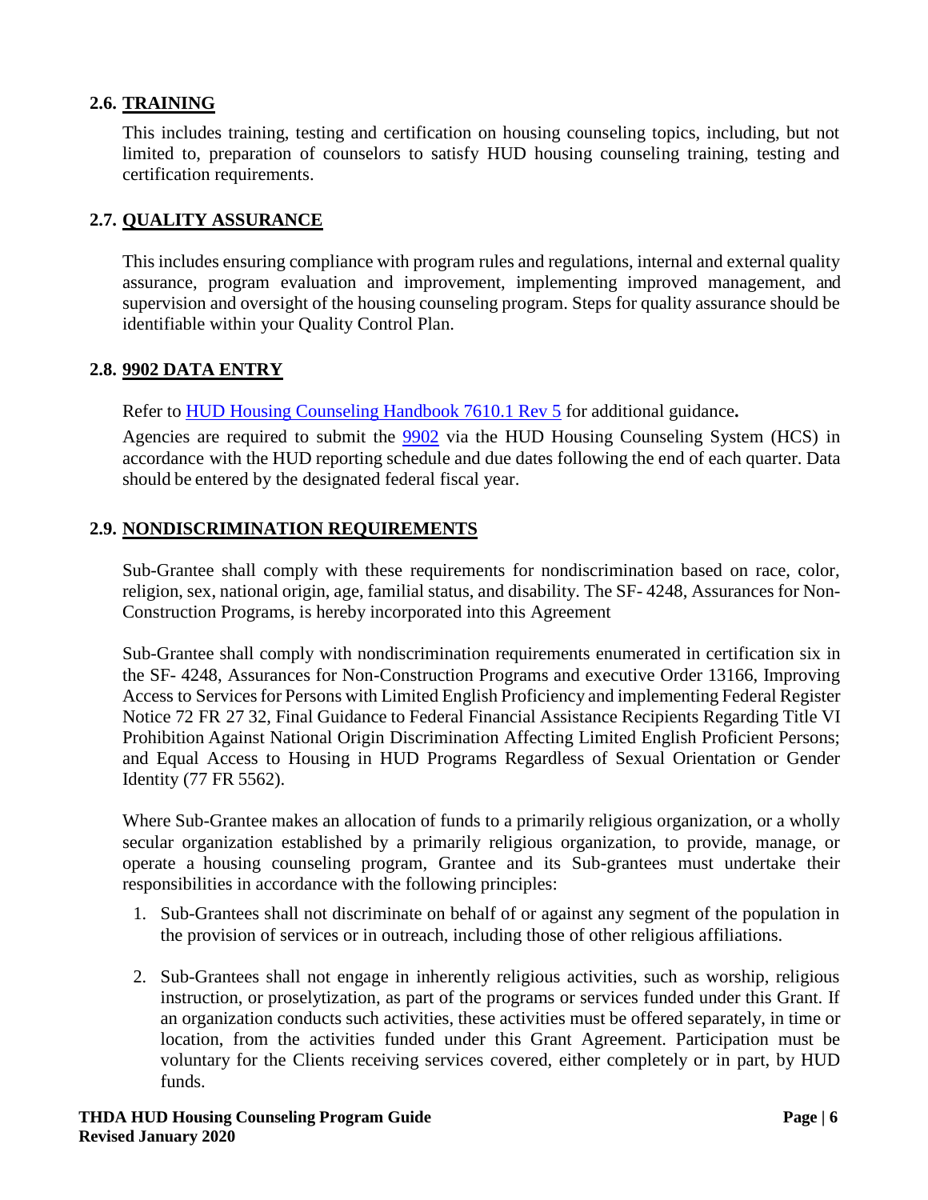### 2.6. TRAINING

This includes training, testing and certification on housing counseling topics, including, but not limited to, preparation of counselors to satisfy HUD housing counseling training, testing and certification requirements.

### 2.7. QUALITY ASSURANCE

This includes ensuring compliance with program rules and regulations, internal and external quality assurance, program evaluation and improvement, implementing improved management, and supervision and oversight of the housing counseling program. Steps for quality assurance should be identifiable within your Quality Control Plan.

### 2.8. 9902 DATA ENTRY

Refer to HUD Housing Counseling Handbook 7610.1 Rev 5 for additional guidance**.**

Agencies are required to submit the 9902 via the HUD Housing Counseling System (HCS) in accordance with the HUD reporting schedule and due dates following the end of each quarter. Data should be entered by the designated federal fiscal year.

### 2.9. NONDISCRIMINATION REQUIREMENTS

Sub-Grantee shall comply with these requirements for nondiscrimination based on race, color, religion, sex, national origin, age, familial status, and disability. The SF- 4248, Assurances for Non-Construction Programs, is hereby incorporated into this Agreement

Sub-Grantee shall comply with nondiscrimination requirements enumerated in certification six in the SF- 4248, Assurances for Non-Construction Programs and executive Order 13166, Improving Access to Services for Persons with Limited English Proficiency and implementing Federal Register Notice 72 FR 27 32, Final Guidance to Federal Financial Assistance Recipients Regarding Title VI Prohibition Against National Origin Discrimination Affecting Limited English Proficient Persons; and Equal Access to Housing in HUD Programs Regardless of Sexual Orientation or Gender Identity (77 FR 5562).

Where Sub-Grantee makes an allocation of funds to a primarily religious organization, or a wholly secular organization established by a primarily religious organization, to provide, manage, or operate a housing counseling program, Grantee and its Sub-grantees must undertake their responsibilities in accordance with the following principles:

1. Sub-Grantees shall not discriminate on behalf of or against any segment of the population in the provision of services or in outreach, including those of other religious affiliations.
2. Sub-Grantees shall not engage in inherently religious activities, such as worship, religious instruction, or proselytization, as part of the programs or services funded under this Grant. If an organization conducts such activities, these activities must be offered separately, in time or location, from the activities funded under this Grant Agreement. Participation must be voluntary for the Clients receiving services covered, either completely or in part, by HUD funds.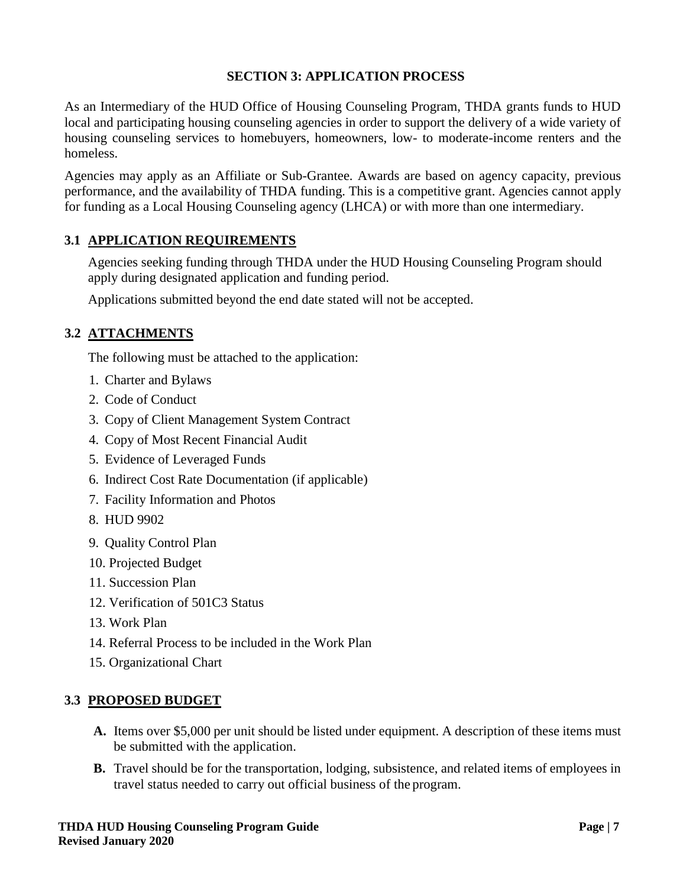## SECTION 3: APPLICATION PROCESS

As an Intermediary of the HUD Office of Housing Counseling Program, THDA grants funds to HUD local and participating housing counseling agencies in order to support the delivery of a wide variety of housing counseling services to homebuyers, homeowners, low- to moderate-income renters and the homeless.

Agencies may apply as an Affiliate or Sub-Grantee. Awards are based on agency capacity, previous performance, and the availability of THDA funding. This is a competitive grant. Agencies cannot apply for funding as a Local Housing Counseling agency (LHCA) or with more than one intermediary.

### 3.1 APPLICATION REQUIREMENTS

Agencies seeking funding through THDA under the HUD Housing Counseling Program should apply during designated application and funding period.

Applications submitted beyond the end date stated will not be accepted.

### 3.2 ATTACHMENTS

The following must be attached to the application:

1. Charter and Bylaws
2. Code of Conduct
3. Copy of Client Management System Contract
4. Copy of Most Recent Financial Audit
5. Evidence of Leveraged Funds
6. Indirect Cost Rate Documentation (if applicable)
7. Facility Information and Photos
8. HUD 9902
9. Quality Control Plan
10. Projected Budget
11. Succession Plan
12. Verification of 501C3 Status
13. Work Plan
14. Referral Process to be included in the Work Plan
15. Organizational Chart

### 3.3 PROPOSED BUDGET

**A.** Items over $5,000 per unit should be listed under equipment. A description of these items must be submitted with the application.

**B.** Travel should be for the transportation, lodging, subsistence, and related items of employees in travel status needed to carry out official business of the program.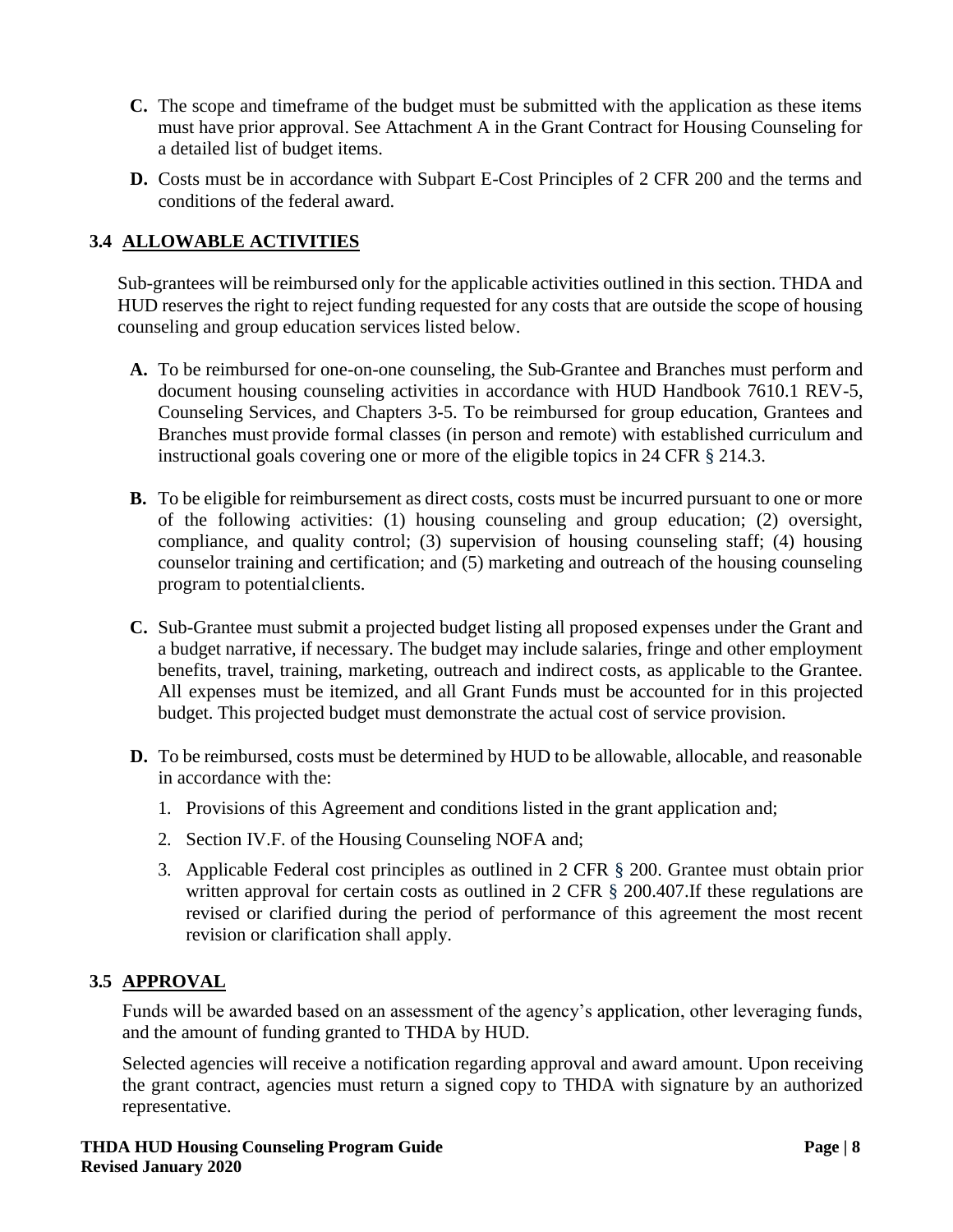**C.** The scope and timeframe of the budget must be submitted with the application as these items must have prior approval. See Attachment A in the Grant Contract for Housing Counseling for a detailed list of budget items.

**D.** Costs must be in accordance with Subpart E-Cost Principles of 2 CFR 200 and the terms and conditions of the federal award.

## 3.4 ALLOWABLE ACTIVITIES

Sub-grantees will be reimbursed only for the applicable activities outlined in this section. THDA and HUD reserves the right to reject funding requested for any costs that are outside the scope of housing counseling and group education services listed below.

**A.** To be reimbursed for one-on-one counseling, the Sub-Grantee and Branches must perform and document housing counseling activities in accordance with HUD Handbook 7610.1 REV-5, Counseling Services, and Chapters 3-5. To be reimbursed for group education, Grantees and Branches must provide formal classes (in person and remote) with established curriculum and instructional goals covering one or more of the eligible topics in 24 CFR § 214.3.

**B.** To be eligible for reimbursement as direct costs, costs must be incurred pursuant to one or more of the following activities: (1) housing counseling and group education; (2) oversight, compliance, and quality control; (3) supervision of housing counseling staff; (4) housing counselor training and certification; and (5) marketing and outreach of the housing counseling program to potentialclients.

**C.** Sub-Grantee must submit a projected budget listing all proposed expenses under the Grant and a budget narrative, if necessary. The budget may include salaries, fringe and other employment benefits, travel, training, marketing, outreach and indirect costs, as applicable to the Grantee. All expenses must be itemized, and all Grant Funds must be accounted for in this projected budget. This projected budget must demonstrate the actual cost of service provision.

**D.** To be reimbursed, costs must be determined by HUD to be allowable, allocable, and reasonable in accordance with the:

1. Provisions of this Agreement and conditions listed in the grant application and;
2. Section IV.F. of the Housing Counseling NOFA and;
3. Applicable Federal cost principles as outlined in 2 CFR § 200. Grantee must obtain prior written approval for certain costs as outlined in 2 CFR § 200.407.If these regulations are revised or clarified during the period of performance of this agreement the most recent revision or clarification shall apply.

## 3.5 APPROVAL

Funds will be awarded based on an assessment of the agency's application, other leveraging funds, and the amount of funding granted to THDA by HUD.

Selected agencies will receive a notification regarding approval and award amount. Upon receiving the grant contract, agencies must return a signed copy to THDA with signature by an authorized representative.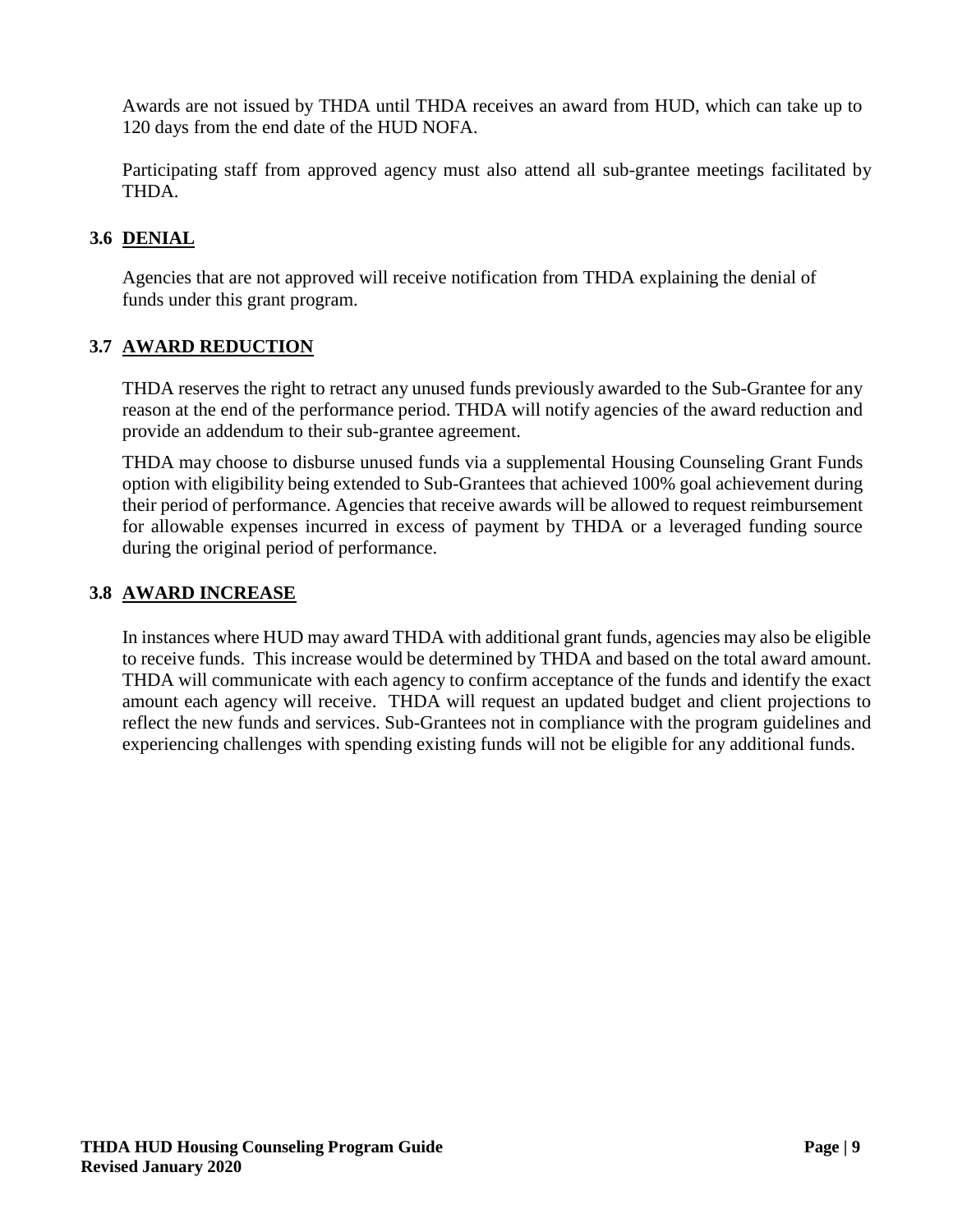Awards are not issued by THDA until THDA receives an award from HUD, which can take up to 120 days from the end date of the HUD NOFA.

Participating staff from approved agency must also attend all sub-grantee meetings facilitated by THDA.

### 3.6 DENIAL

Agencies that are not approved will receive notification from THDA explaining the denial of funds under this grant program.

### 3.7 AWARD REDUCTION

THDA reserves the right to retract any unused funds previously awarded to the Sub-Grantee for any reason at the end of the performance period. THDA will notify agencies of the award reduction and provide an addendum to their sub-grantee agreement.

THDA may choose to disburse unused funds via a supplemental Housing Counseling Grant Funds option with eligibility being extended to Sub-Grantees that achieved 100% goal achievement during their period of performance. Agencies that receive awards will be allowed to request reimbursement for allowable expenses incurred in excess of payment by THDA or a leveraged funding source during the original period of performance.

### 3.8 AWARD INCREASE

In instances where HUD may award THDA with additional grant funds, agencies may also be eligible to receive funds. This increase would be determined by THDA and based on the total award amount. THDA will communicate with each agency to confirm acceptance of the funds and identify the exact amount each agency will receive. THDA will request an updated budget and client projections to reflect the new funds and services. Sub-Grantees not in compliance with the program guidelines and experiencing challenges with spending existing funds will not be eligible for any additional funds.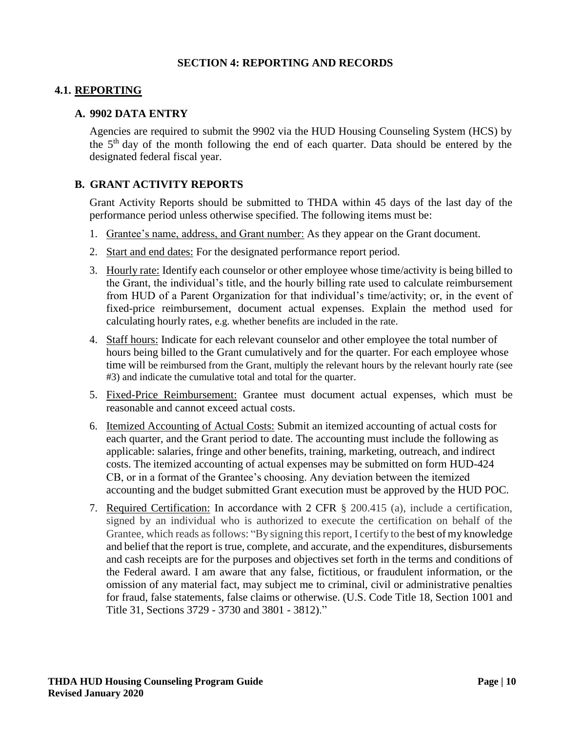## SECTION 4: REPORTING AND RECORDS

### 4.1. REPORTING

#### A. 9902 DATA ENTRY

Agencies are required to submit the 9902 via the HUD Housing Counseling System (HCS) by the 5th day of the month following the end of each quarter. Data should be entered by the designated federal fiscal year.

#### B. GRANT ACTIVITY REPORTS

Grant Activity Reports should be submitted to THDA within 45 days of the last day of the performance period unless otherwise specified. The following items must be:

1. Grantee's name, address, and Grant number: As they appear on the Grant document.
2. Start and end dates: For the designated performance report period.
3. Hourly rate: Identify each counselor or other employee whose time/activity is being billed to the Grant, the individual's title, and the hourly billing rate used to calculate reimbursement from HUD of a Parent Organization for that individual's time/activity; or, in the event of fixed-price reimbursement, document actual expenses. Explain the method used for calculating hourly rates, e.g. whether benefits are included in the rate.
4. Staff hours: Indicate for each relevant counselor and other employee the total number of hours being billed to the Grant cumulatively and for the quarter. For each employee whose time will be reimbursed from the Grant, multiply the relevant hours by the relevant hourly rate (see #3) and indicate the cumulative total and total for the quarter.
5. Fixed-Price Reimbursement: Grantee must document actual expenses, which must be reasonable and cannot exceed actual costs.
6. Itemized Accounting of Actual Costs: Submit an itemized accounting of actual costs for each quarter, and the Grant period to date. The accounting must include the following as applicable: salaries, fringe and other benefits, training, marketing, outreach, and indirect costs. The itemized accounting of actual expenses may be submitted on form HUD-424 CB, or in a format of the Grantee's choosing. Any deviation between the itemized accounting and the budget submitted Grant execution must be approved by the HUD POC.
7. Required Certification: In accordance with 2 CFR § 200.415 (a), include a certification, signed by an individual who is authorized to execute the certification on behalf of the Grantee, which reads as follows: "By signing this report, I certify to the best of my knowledge and belief that the report is true, complete, and accurate, and the expenditures, disbursements and cash receipts are for the purposes and objectives set forth in the terms and conditions of the Federal award. I am aware that any false, fictitious, or fraudulent information, or the omission of any material fact, may subject me to criminal, civil or administrative penalties for fraud, false statements, false claims or otherwise. (U.S. Code Title 18, Section 1001 and Title 31, Sections 3729 - 3730 and 3801 - 3812)."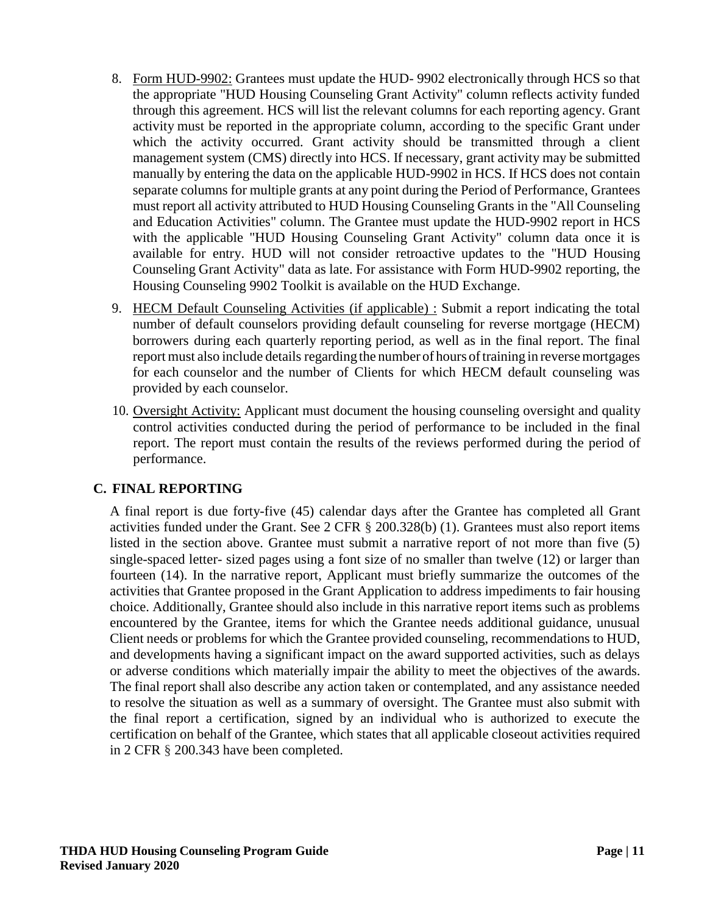8. Form HUD-9902: Grantees must update the HUD- 9902 electronically through HCS so that the appropriate "HUD Housing Counseling Grant Activity" column reflects activity funded through this agreement. HCS will list the relevant columns for each reporting agency. Grant activity must be reported in the appropriate column, according to the specific Grant under which the activity occurred. Grant activity should be transmitted through a client management system (CMS) directly into HCS. If necessary, grant activity may be submitted manually by entering the data on the applicable HUD-9902 in HCS. If HCS does not contain separate columns for multiple grants at any point during the Period of Performance, Grantees must report all activity attributed to HUD Housing Counseling Grants in the "All Counseling and Education Activities" column. The Grantee must update the HUD-9902 report in HCS with the applicable "HUD Housing Counseling Grant Activity" column data once it is available for entry. HUD will not consider retroactive updates to the "HUD Housing Counseling Grant Activity" data as late. For assistance with Form HUD-9902 reporting, the Housing Counseling 9902 Toolkit is available on the HUD Exchange.

9. HECM Default Counseling Activities (if applicable) : Submit a report indicating the total number of default counselors providing default counseling for reverse mortgage (HECM) borrowers during each quarterly reporting period, as well as in the final report. The final report must also include details regarding the number of hours of training in reverse mortgages for each counselor and the number of Clients for which HECM default counseling was provided by each counselor.

10. Oversight Activity: Applicant must document the housing counseling oversight and quality control activities conducted during the period of performance to be included in the final report. The report must contain the results of the reviews performed during the period of performance.

## C. FINAL REPORTING

A final report is due forty-five (45) calendar days after the Grantee has completed all Grant activities funded under the Grant. See 2 CFR § 200.328(b) (1). Grantees must also report items listed in the section above. Grantee must submit a narrative report of not more than five (5) single-spaced letter- sized pages using a font size of no smaller than twelve (12) or larger than fourteen (14). In the narrative report, Applicant must briefly summarize the outcomes of the activities that Grantee proposed in the Grant Application to address impediments to fair housing choice. Additionally, Grantee should also include in this narrative report items such as problems encountered by the Grantee, items for which the Grantee needs additional guidance, unusual Client needs or problems for which the Grantee provided counseling, recommendations to HUD, and developments having a significant impact on the award supported activities, such as delays or adverse conditions which materially impair the ability to meet the objectives of the awards. The final report shall also describe any action taken or contemplated, and any assistance needed to resolve the situation as well as a summary of oversight. The Grantee must also submit with the final report a certification, signed by an individual who is authorized to execute the certification on behalf of the Grantee, which states that all applicable closeout activities required in 2 CFR § 200.343 have been completed.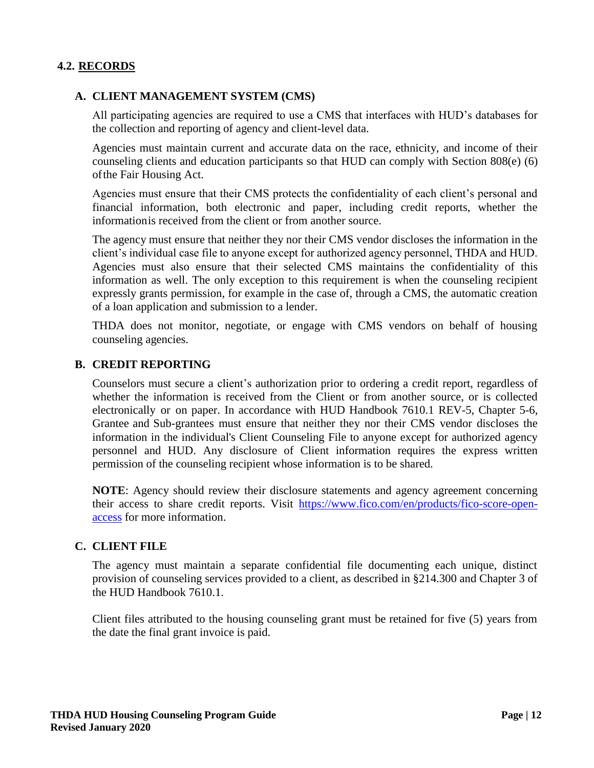## 4.2. RECORDS

### A. CLIENT MANAGEMENT SYSTEM (CMS)

All participating agencies are required to use a CMS that interfaces with HUD's databases for the collection and reporting of agency and client-level data.

Agencies must maintain current and accurate data on the race, ethnicity, and income of their counseling clients and education participants so that HUD can comply with Section 808(e) (6) of the Fair Housing Act.

Agencies must ensure that their CMS protects the confidentiality of each client's personal and financial information, both electronic and paper, including credit reports, whether the information is received from the client or from another source.

The agency must ensure that neither they nor their CMS vendor discloses the information in the client's individual case file to anyone except for authorized agency personnel, THDA and HUD. Agencies must also ensure that their selected CMS maintains the confidentiality of this information as well. The only exception to this requirement is when the counseling recipient expressly grants permission, for example in the case of, through a CMS, the automatic creation of a loan application and submission to a lender.

THDA does not monitor, negotiate, or engage with CMS vendors on behalf of housing counseling agencies.

### B. CREDIT REPORTING

Counselors must secure a client's authorization prior to ordering a credit report, regardless of whether the information is received from the Client or from another source, or is collected electronically or on paper. In accordance with HUD Handbook 7610.1 REV-5, Chapter 5-6, Grantee and Sub-grantees must ensure that neither they nor their CMS vendor discloses the information in the individual's Client Counseling File to anyone except for authorized agency personnel and HUD. Any disclosure of Client information requires the express written permission of the counseling recipient whose information is to be shared.

**NOTE**: Agency should review their disclosure statements and agency agreement concerning their access to share credit reports. Visit [https://www.fico.com/en/products/fico-score-open-access](https://www.fico.com/en/products/fico-score-open-access) for more information.

### C. CLIENT FILE

The agency must maintain a separate confidential file documenting each unique, distinct provision of counseling services provided to a client, as described in §214.300 and Chapter 3 of the HUD Handbook 7610.1.

Client files attributed to the housing counseling grant must be retained for five (5) years from the date the final grant invoice is paid.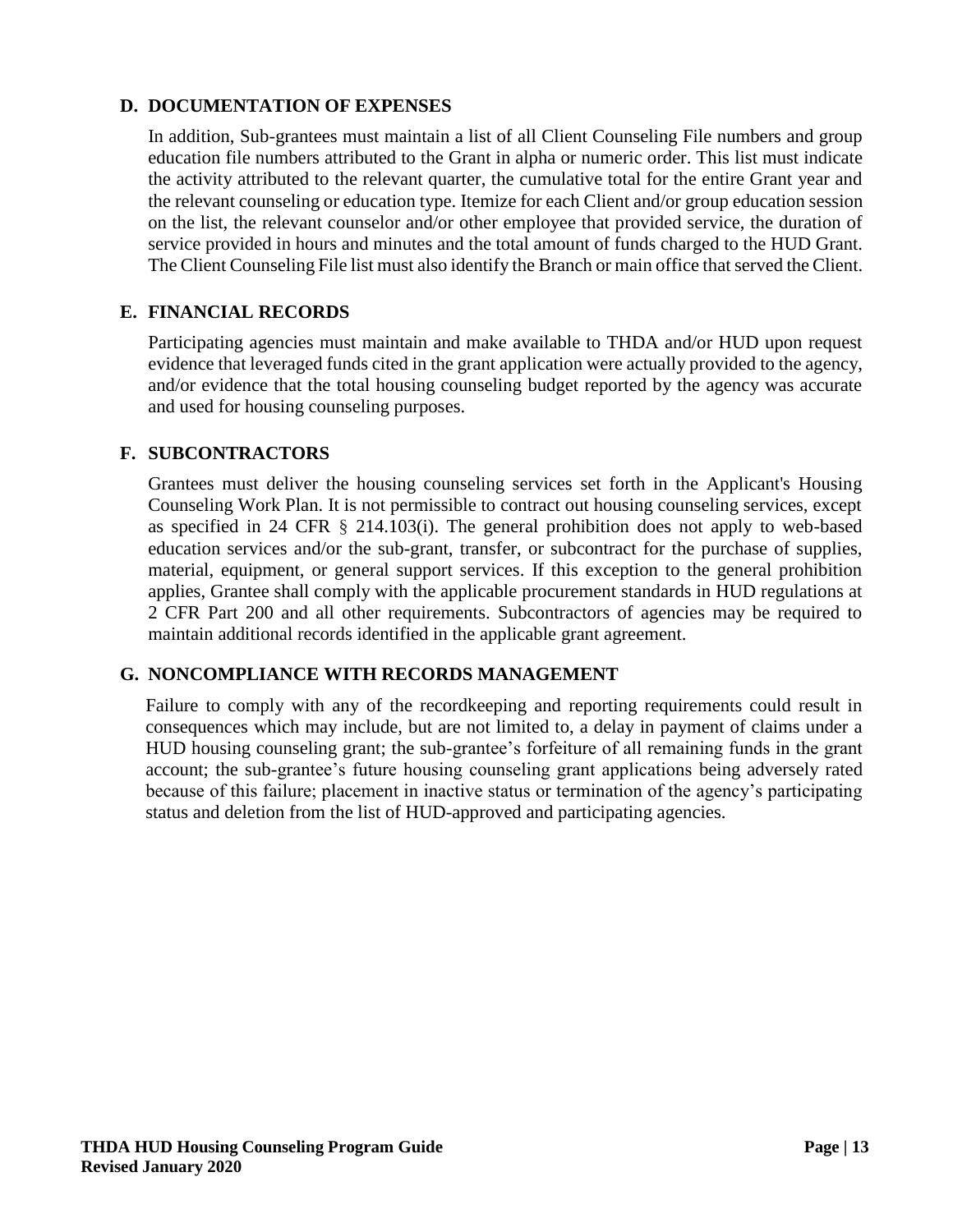## D. DOCUMENTATION OF EXPENSES

In addition, Sub-grantees must maintain a list of all Client Counseling File numbers and group education file numbers attributed to the Grant in alpha or numeric order. This list must indicate the activity attributed to the relevant quarter, the cumulative total for the entire Grant year and the relevant counseling or education type. Itemize for each Client and/or group education session on the list, the relevant counselor and/or other employee that provided service, the duration of service provided in hours and minutes and the total amount of funds charged to the HUD Grant. The Client Counseling File list must also identify the Branch or main office that served the Client.

## E. FINANCIAL RECORDS

Participating agencies must maintain and make available to THDA and/or HUD upon request evidence that leveraged funds cited in the grant application were actually provided to the agency, and/or evidence that the total housing counseling budget reported by the agency was accurate and used for housing counseling purposes.

## F. SUBCONTRACTORS

Grantees must deliver the housing counseling services set forth in the Applicant's Housing Counseling Work Plan. It is not permissible to contract out housing counseling services, except as specified in 24 CFR § 214.103(i). The general prohibition does not apply to web-based education services and/or the sub-grant, transfer, or subcontract for the purchase of supplies, material, equipment, or general support services. If this exception to the general prohibition applies, Grantee shall comply with the applicable procurement standards in HUD regulations at 2 CFR Part 200 and all other requirements. Subcontractors of agencies may be required to maintain additional records identified in the applicable grant agreement.

## G. NONCOMPLIANCE WITH RECORDS MANAGEMENT

Failure to comply with any of the recordkeeping and reporting requirements could result in consequences which may include, but are not limited to, a delay in payment of claims under a HUD housing counseling grant; the sub-grantee's forfeiture of all remaining funds in the grant account; the sub-grantee's future housing counseling grant applications being adversely rated because of this failure; placement in inactive status or termination of the agency's participating status and deletion from the list of HUD-approved and participating agencies.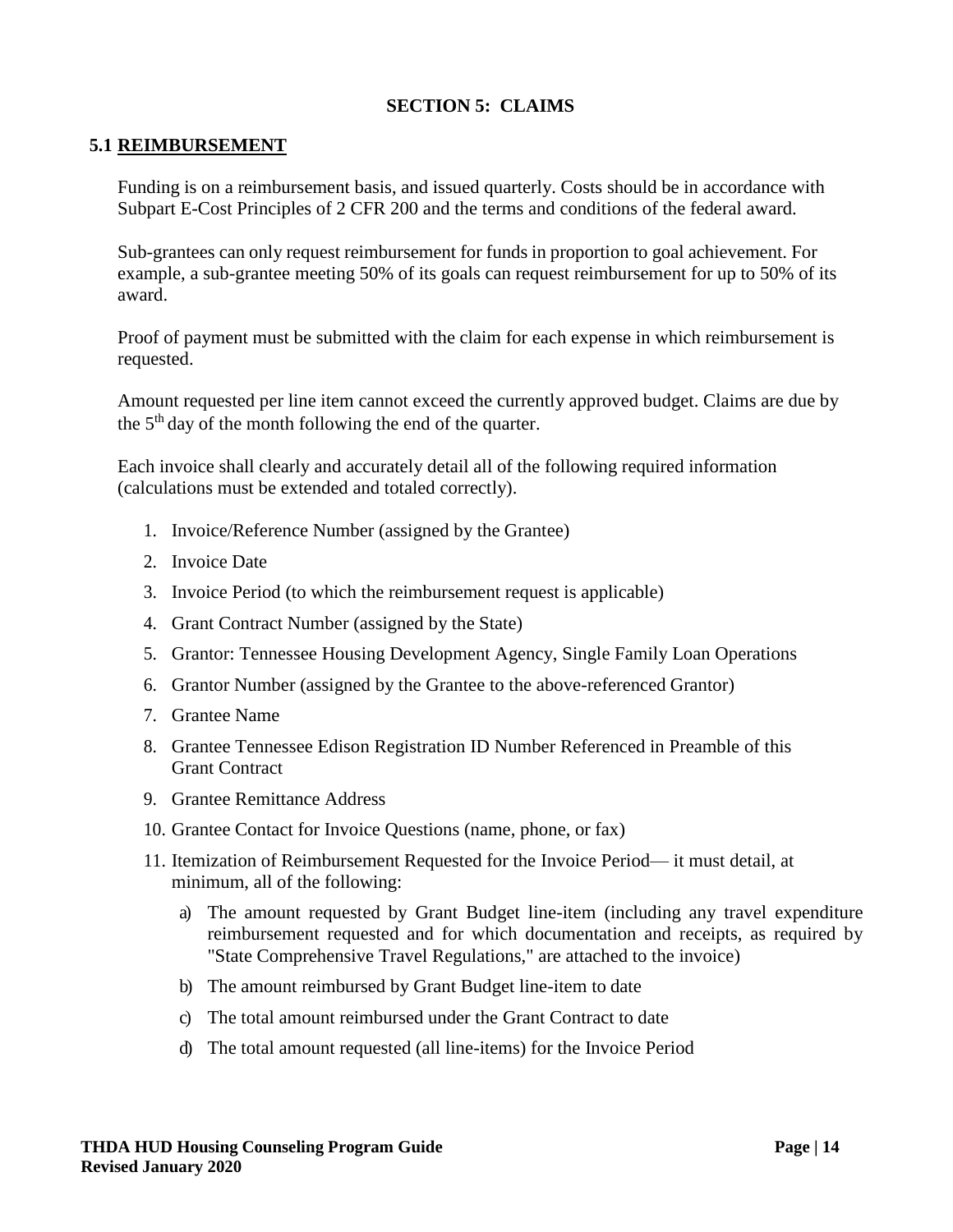## SECTION 5: CLAIMS

### 5.1 REIMBURSEMENT

Funding is on a reimbursement basis, and issued quarterly. Costs should be in accordance with Subpart E-Cost Principles of 2 CFR 200 and the terms and conditions of the federal award.

Sub-grantees can only request reimbursement for funds in proportion to goal achievement. For example, a sub-grantee meeting 50% of its goals can request reimbursement for up to 50% of its award.

Proof of payment must be submitted with the claim for each expense in which reimbursement is requested.

Amount requested per line item cannot exceed the currently approved budget. Claims are due by the 5th day of the month following the end of the quarter.

Each invoice shall clearly and accurately detail all of the following required information (calculations must be extended and totaled correctly).

1. Invoice/Reference Number (assigned by the Grantee)
2. Invoice Date
3. Invoice Period (to which the reimbursement request is applicable)
4. Grant Contract Number (assigned by the State)
5. Grantor: Tennessee Housing Development Agency, Single Family Loan Operations
6. Grantor Number (assigned by the Grantee to the above-referenced Grantor)
7. Grantee Name
8. Grantee Tennessee Edison Registration ID Number Referenced in Preamble of this Grant Contract
9. Grantee Remittance Address
10. Grantee Contact for Invoice Questions (name, phone, or fax)
11. Itemization of Reimbursement Requested for the Invoice Period— it must detail, at minimum, all of the following:
    a) The amount requested by Grant Budget line-item (including any travel expenditure reimbursement requested and for which documentation and receipts, as required by "State Comprehensive Travel Regulations," are attached to the invoice)
    b) The amount reimbursed by Grant Budget line-item to date
    c) The total amount reimbursed under the Grant Contract to date
    d) The total amount requested (all line-items) for the Invoice Period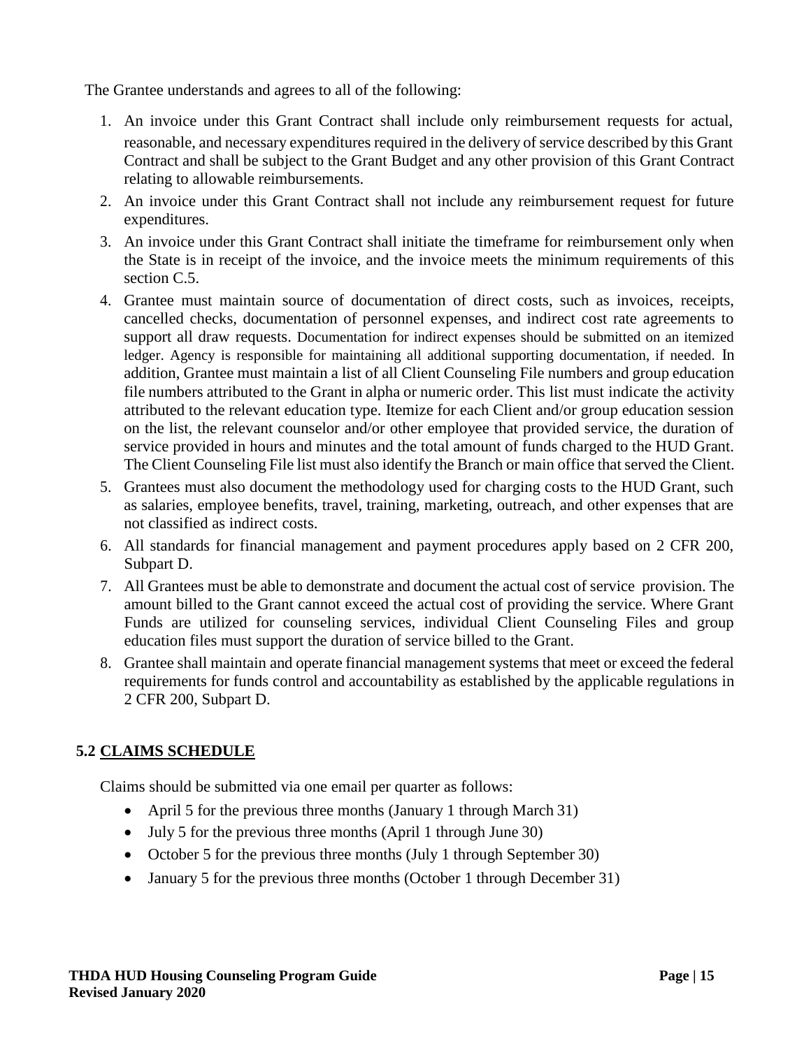The Grantee understands and agrees to all of the following:

1. An invoice under this Grant Contract shall include only reimbursement requests for actual, reasonable, and necessary expenditures required in the delivery of service described by this Grant Contract and shall be subject to the Grant Budget and any other provision of this Grant Contract relating to allowable reimbursements.
2. An invoice under this Grant Contract shall not include any reimbursement request for future expenditures.
3. An invoice under this Grant Contract shall initiate the timeframe for reimbursement only when the State is in receipt of the invoice, and the invoice meets the minimum requirements of this section C.5.
4. Grantee must maintain source of documentation of direct costs, such as invoices, receipts, cancelled checks, documentation of personnel expenses, and indirect cost rate agreements to support all draw requests. Documentation for indirect expenses should be submitted on an itemized ledger. Agency is responsible for maintaining all additional supporting documentation, if needed. In addition, Grantee must maintain a list of all Client Counseling File numbers and group education file numbers attributed to the Grant in alpha or numeric order. This list must indicate the activity attributed to the relevant education type. Itemize for each Client and/or group education session on the list, the relevant counselor and/or other employee that provided service, the duration of service provided in hours and minutes and the total amount of funds charged to the HUD Grant. The Client Counseling File list must also identify the Branch or main office that served the Client.
5. Grantees must also document the methodology used for charging costs to the HUD Grant, such as salaries, employee benefits, travel, training, marketing, outreach, and other expenses that are not classified as indirect costs.
6. All standards for financial management and payment procedures apply based on 2 CFR 200, Subpart D.
7. All Grantees must be able to demonstrate and document the actual cost of service provision. The amount billed to the Grant cannot exceed the actual cost of providing the service. Where Grant Funds are utilized for counseling services, individual Client Counseling Files and group education files must support the duration of service billed to the Grant.
8. Grantee shall maintain and operate financial management systems that meet or exceed the federal requirements for funds control and accountability as established by the applicable regulations in 2 CFR 200, Subpart D.

### 5.2 CLAIMS SCHEDULE

Claims should be submitted via one email per quarter as follows:

- April 5 for the previous three months (January 1 through March 31)
- July 5 for the previous three months (April 1 through June 30)
- October 5 for the previous three months (July 1 through September 30)
- January 5 for the previous three months (October 1 through December 31)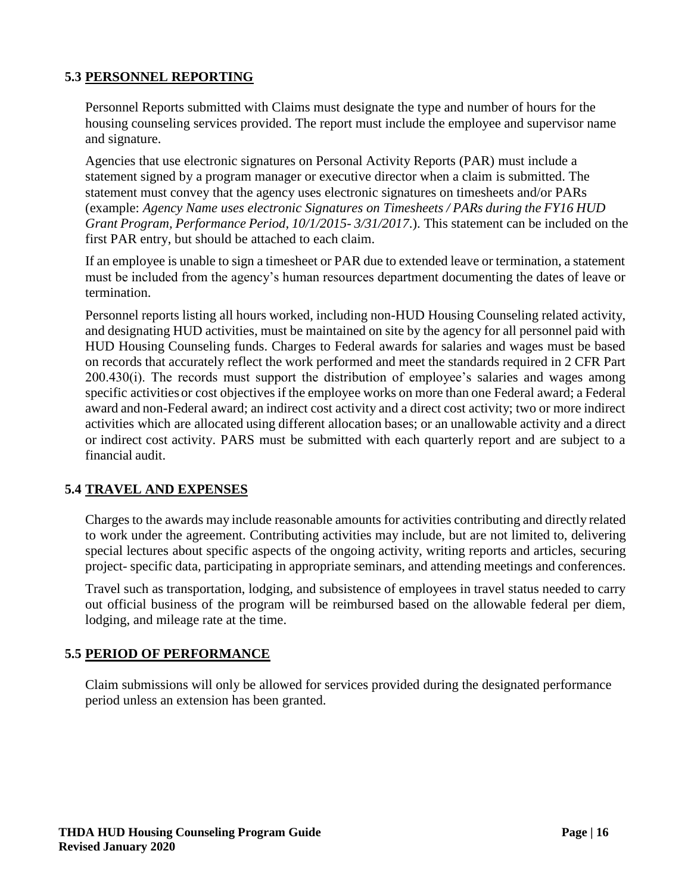## 5.3 PERSONNEL REPORTING

Personnel Reports submitted with Claims must designate the type and number of hours for the housing counseling services provided. The report must include the employee and supervisor name and signature.

Agencies that use electronic signatures on Personal Activity Reports (PAR) must include a statement signed by a program manager or executive director when a claim is submitted. The statement must convey that the agency uses electronic signatures on timesheets and/or PARs (example: *Agency Name uses electronic Signatures on Timesheets / PARs during the FY16 HUD Grant Program, Performance Period, 10/1/2015- 3/31/2017.*). This statement can be included on the first PAR entry, but should be attached to each claim.

If an employee is unable to sign a timesheet or PAR due to extended leave or termination, a statement must be included from the agency's human resources department documenting the dates of leave or termination.

Personnel reports listing all hours worked, including non-HUD Housing Counseling related activity, and designating HUD activities, must be maintained on site by the agency for all personnel paid with HUD Housing Counseling funds. Charges to Federal awards for salaries and wages must be based on records that accurately reflect the work performed and meet the standards required in 2 CFR Part 200.430(i). The records must support the distribution of employee's salaries and wages among specific activities or cost objectives if the employee works on more than one Federal award; a Federal award and non-Federal award; an indirect cost activity and a direct cost activity; two or more indirect activities which are allocated using different allocation bases; or an unallowable activity and a direct or indirect cost activity. PARS must be submitted with each quarterly report and are subject to a financial audit.

## 5.4 TRAVEL AND EXPENSES

Charges to the awards may include reasonable amounts for activities contributing and directly related to work under the agreement. Contributing activities may include, but are not limited to, delivering special lectures about specific aspects of the ongoing activity, writing reports and articles, securing project- specific data, participating in appropriate seminars, and attending meetings and conferences.

Travel such as transportation, lodging, and subsistence of employees in travel status needed to carry out official business of the program will be reimbursed based on the allowable federal per diem, lodging, and mileage rate at the time.

## 5.5 PERIOD OF PERFORMANCE

Claim submissions will only be allowed for services provided during the designated performance period unless an extension has been granted.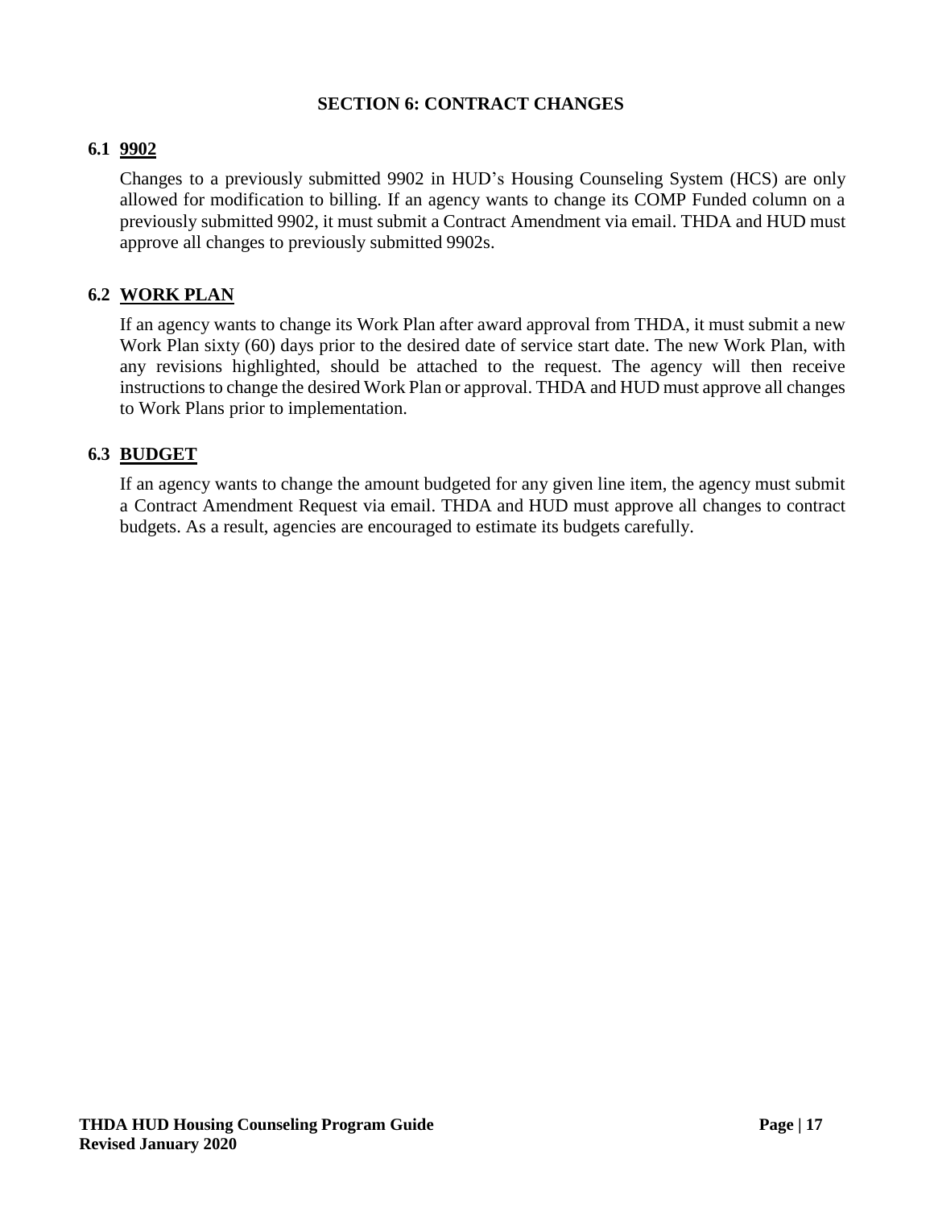## SECTION 6: CONTRACT CHANGES

### 6.1 9902

Changes to a previously submitted 9902 in HUD's Housing Counseling System (HCS) are only allowed for modification to billing. If an agency wants to change its COMP Funded column on a previously submitted 9902, it must submit a Contract Amendment via email. THDA and HUD must approve all changes to previously submitted 9902s.

### 6.2 WORK PLAN

If an agency wants to change its Work Plan after award approval from THDA, it must submit a new Work Plan sixty (60) days prior to the desired date of service start date. The new Work Plan, with any revisions highlighted, should be attached to the request. The agency will then receive instructions to change the desired Work Plan or approval. THDA and HUD must approve all changes to Work Plans prior to implementation.

### 6.3 BUDGET

If an agency wants to change the amount budgeted for any given line item, the agency must submit a Contract Amendment Request via email. THDA and HUD must approve all changes to contract budgets. As a result, agencies are encouraged to estimate its budgets carefully.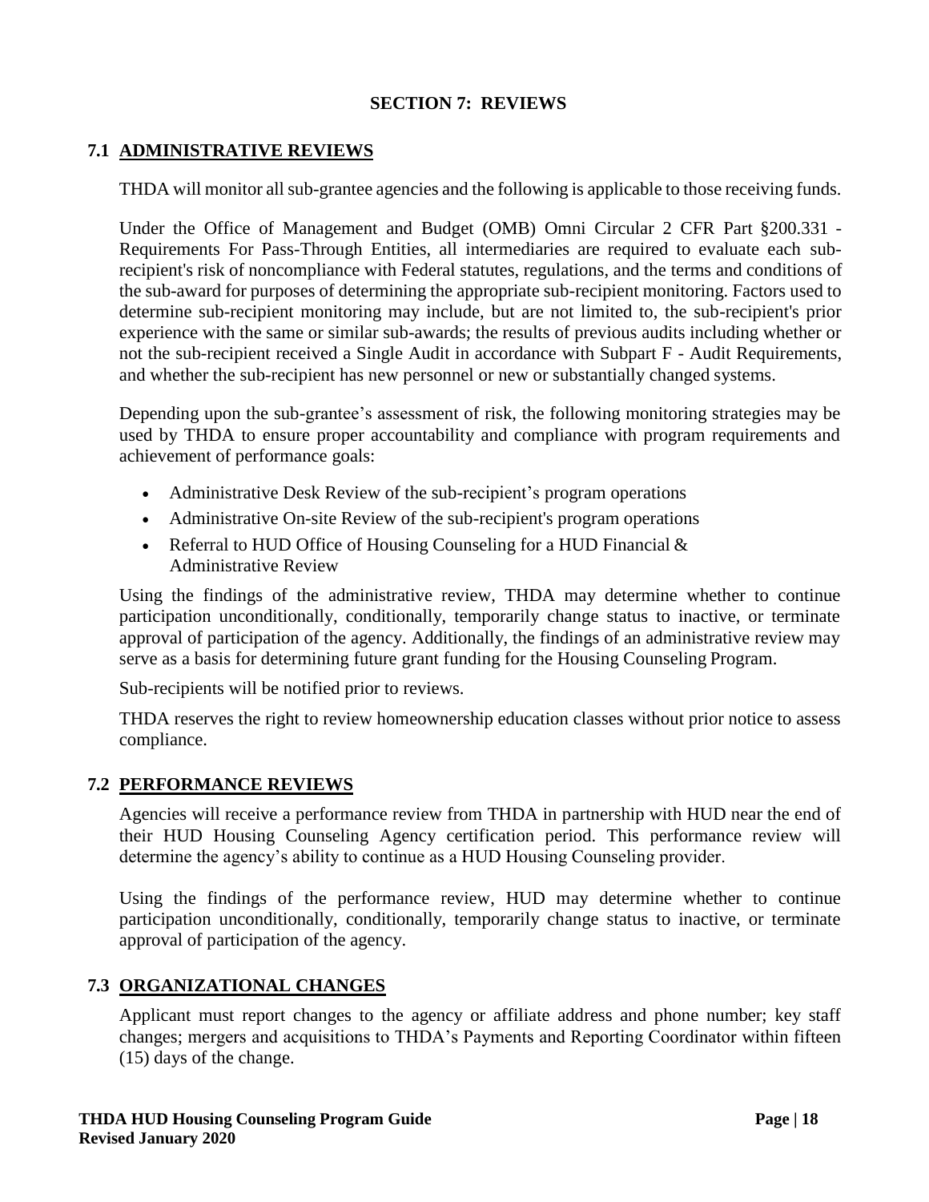# SECTION 7: REVIEWS

## 7.1 ADMINISTRATIVE REVIEWS

THDA will monitor all sub-grantee agencies and the following is applicable to those receiving funds.

Under the Office of Management and Budget (OMB) Omni Circular 2 CFR Part §200.331 - Requirements For Pass-Through Entities, all intermediaries are required to evaluate each sub-recipient's risk of noncompliance with Federal statutes, regulations, and the terms and conditions of the sub-award for purposes of determining the appropriate sub-recipient monitoring. Factors used to determine sub-recipient monitoring may include, but are not limited to, the sub-recipient's prior experience with the same or similar sub-awards; the results of previous audits including whether or not the sub-recipient received a Single Audit in accordance with Subpart F - Audit Requirements, and whether the sub-recipient has new personnel or new or substantially changed systems.

Depending upon the sub-grantee's assessment of risk, the following monitoring strategies may be used by THDA to ensure proper accountability and compliance with program requirements and achievement of performance goals:

- Administrative Desk Review of the sub-recipient's program operations
- Administrative On-site Review of the sub-recipient's program operations
- Referral to HUD Office of Housing Counseling for a HUD Financial & Administrative Review

Using the findings of the administrative review, THDA may determine whether to continue participation unconditionally, conditionally, temporarily change status to inactive, or terminate approval of participation of the agency. Additionally, the findings of an administrative review may serve as a basis for determining future grant funding for the Housing Counseling Program.

Sub-recipients will be notified prior to reviews.

THDA reserves the right to review homeownership education classes without prior notice to assess compliance.

## 7.2 PERFORMANCE REVIEWS

Agencies will receive a performance review from THDA in partnership with HUD near the end of their HUD Housing Counseling Agency certification period. This performance review will determine the agency's ability to continue as a HUD Housing Counseling provider.

Using the findings of the performance review, HUD may determine whether to continue participation unconditionally, conditionally, temporarily change status to inactive, or terminate approval of participation of the agency.

## 7.3 ORGANIZATIONAL CHANGES

Applicant must report changes to the agency or affiliate address and phone number; key staff changes; mergers and acquisitions to THDA's Payments and Reporting Coordinator within fifteen (15) days of the change.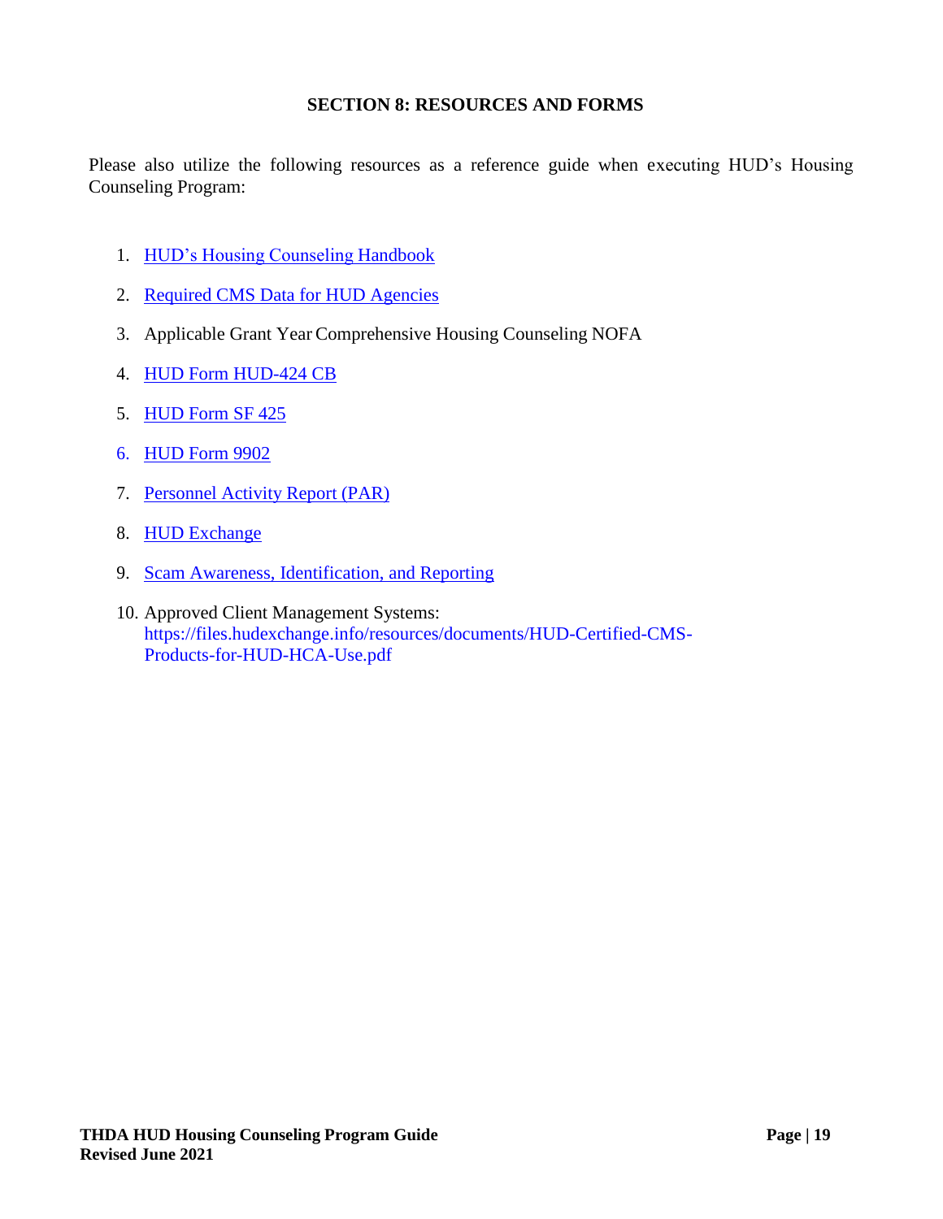## SECTION 8: RESOURCES AND FORMS

Please also utilize the following resources as a reference guide when executing HUD's Housing Counseling Program:

1. HUD's Housing Counseling Handbook
2. Required CMS Data for HUD Agencies
3. Applicable Grant Year Comprehensive Housing Counseling NOFA
4. HUD Form HUD-424 CB
5. HUD Form SF 425
6. HUD Form 9902
7. Personnel Activity Report (PAR)
8. HUD Exchange
9. Scam Awareness, Identification, and Reporting
10. Approved Client Management Systems: https://files.hudexchange.info/resources/documents/HUD-Certified-CMS-Products-for-HUD-HCA-Use.pdf